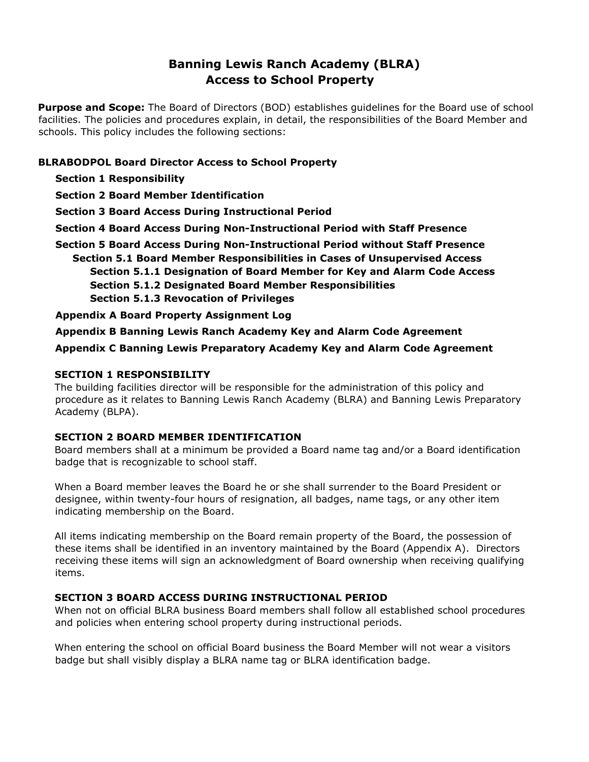# Banning Lewis Ranch Academy (BLRA)
# Access to School Property

**Purpose and Scope:** The Board of Directors (BOD) establishes guidelines for the Board use of school facilities. The policies and procedures explain, in detail, the responsibilities of the Board Member and schools. This policy includes the following sections:

**BLRABODPOL Board Director Access to School Property**

- **Section 1 Responsibility**
- **Section 2 Board Member Identification**
- **Section 3 Board Access During Instructional Period**
- **Section 4 Board Access During Non-Instructional Period with Staff Presence**
- **Section 5 Board Access During Non-Instructional Period without Staff Presence**
  - **Section 5.1 Board Member Responsibilities in Cases of Unsupervised Access**
    - **Section 5.1.1 Designation of Board Member for Key and Alarm Code Access**
    - **Section 5.1.2 Designated Board Member Responsibilities**
    - **Section 5.1.3 Revocation of Privileges**
- **Appendix A Board Property Assignment Log**
- **Appendix B Banning Lewis Ranch Academy Key and Alarm Code Agreement**
- **Appendix C Banning Lewis Preparatory Academy Key and Alarm Code Agreement**

## SECTION 1 RESPONSIBILITY

The building facilities director will be responsible for the administration of this policy and procedure as it relates to Banning Lewis Ranch Academy (BLRA) and Banning Lewis Preparatory Academy (BLPA).

## SECTION 2 BOARD MEMBER IDENTIFICATION

Board members shall at a minimum be provided a Board name tag and/or a Board identification badge that is recognizable to school staff.

When a Board member leaves the Board he or she shall surrender to the Board President or designee, within twenty-four hours of resignation, all badges, name tags, or any other item indicating membership on the Board.

All items indicating membership on the Board remain property of the Board, the possession of these items shall be identified in an inventory maintained by the Board (Appendix A). Directors receiving these items will sign an acknowledgment of Board ownership when receiving qualifying items.

## SECTION 3 BOARD ACCESS DURING INSTRUCTIONAL PERIOD

When not on official BLRA business Board members shall follow all established school procedures and policies when entering school property during instructional periods.

When entering the school on official Board business the Board Member will not wear a visitors badge but shall visibly display a BLRA name tag or BLRA identification badge.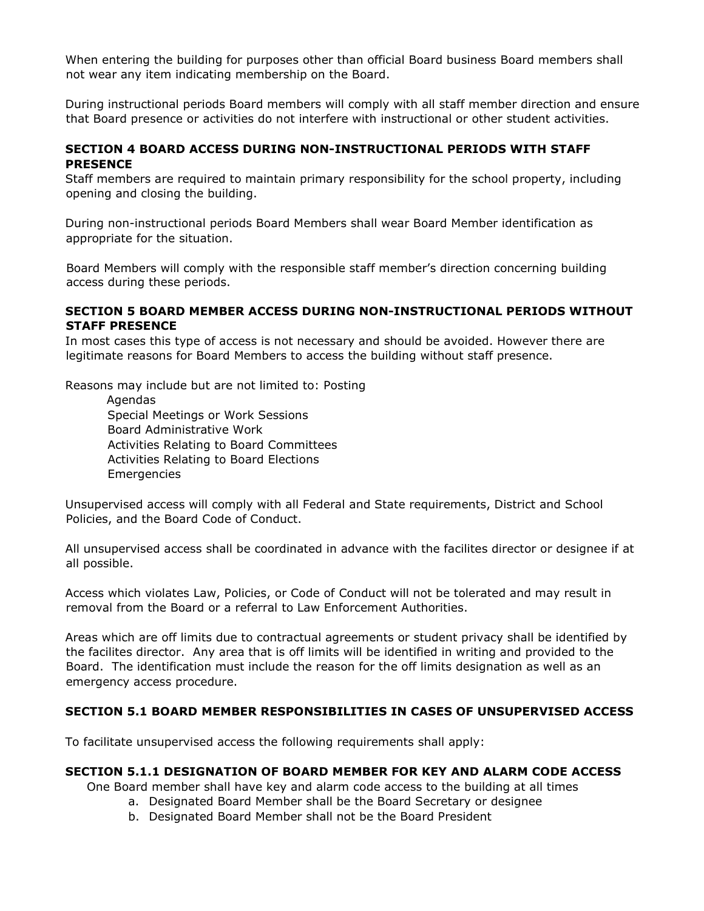When entering the building for purposes other than official Board business Board members shall not wear any item indicating membership on the Board.

During instructional periods Board members will comply with all staff member direction and ensure that Board presence or activities do not interfere with instructional or other student activities.

### SECTION 4 BOARD ACCESS DURING NON-INSTRUCTIONAL PERIODS WITH STAFF PRESENCE

Staff members are required to maintain primary responsibility for the school property, including opening and closing the building.

During non-instructional periods Board Members shall wear Board Member identification as appropriate for the situation.

Board Members will comply with the responsible staff member's direction concerning building access during these periods.

### SECTION 5 BOARD MEMBER ACCESS DURING NON-INSTRUCTIONAL PERIODS WITHOUT STAFF PRESENCE

In most cases this type of access is not necessary and should be avoided. However there are legitimate reasons for Board Members to access the building without staff presence.

Reasons may include but are not limited to: Posting

- Agendas
- Special Meetings or Work Sessions
- Board Administrative Work
- Activities Relating to Board Committees
- Activities Relating to Board Elections
- Emergencies

Unsupervised access will comply with all Federal and State requirements, District and School Policies, and the Board Code of Conduct.

All unsupervised access shall be coordinated in advance with the facilites director or designee if at all possible.

Access which violates Law, Policies, or Code of Conduct will not be tolerated and may result in removal from the Board or a referral to Law Enforcement Authorities.

Areas which are off limits due to contractual agreements or student privacy shall be identified by the facilites director. Any area that is off limits will be identified in writing and provided to the Board. The identification must include the reason for the off limits designation as well as an emergency access procedure.

### SECTION 5.1 BOARD MEMBER RESPONSIBILITIES IN CASES OF UNSUPERVISED ACCESS

To facilitate unsupervised access the following requirements shall apply:

### SECTION 5.1.1 DESIGNATION OF BOARD MEMBER FOR KEY AND ALARM CODE ACCESS

One Board member shall have key and alarm code access to the building at all times

a. Designated Board Member shall be the Board Secretary or designee
b. Designated Board Member shall not be the Board President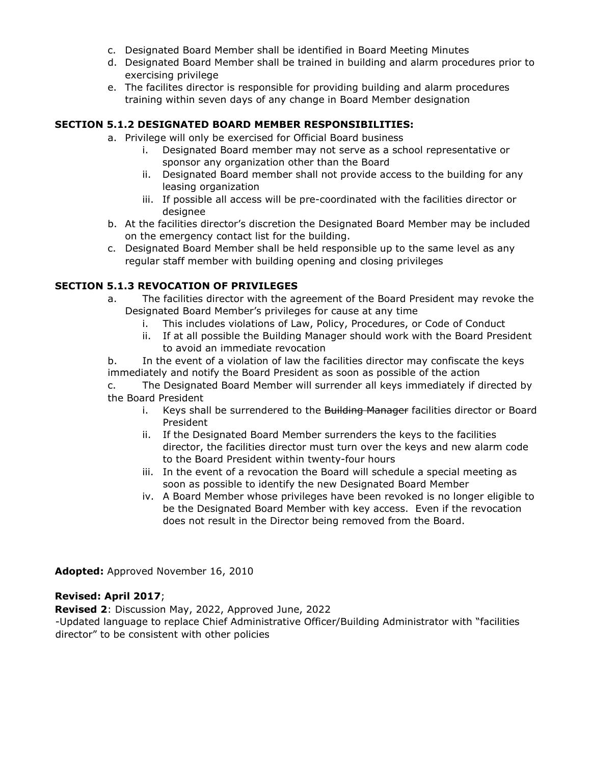c. Designated Board Member shall be identified in Board Meeting Minutes
d. Designated Board Member shall be trained in building and alarm procedures prior to exercising privilege
e. The facilites director is responsible for providing building and alarm procedures training within seven days of any change in Board Member designation

### SECTION 5.1.2 DESIGNATED BOARD MEMBER RESPONSIBILITIES:

a. Privilege will only be exercised for Official Board business
    i. Designated Board member may not serve as a school representative or sponsor any organization other than the Board
    ii. Designated Board member shall not provide access to the building for any leasing organization
    iii. If possible all access will be pre-coordinated with the facilities director or designee
b. At the facilities director's discretion the Designated Board Member may be included on the emergency contact list for the building.
c. Designated Board Member shall be held responsible up to the same level as any regular staff member with building opening and closing privileges

### SECTION 5.1.3 REVOCATION OF PRIVILEGES

a. The facilities director with the agreement of the Board President may revoke the Designated Board Member's privileges for cause at any time
    i. This includes violations of Law, Policy, Procedures, or Code of Conduct
    ii. If at all possible the Building Manager should work with the Board President to avoid an immediate revocation

b. In the event of a violation of law the facilities director may confiscate the keys immediately and notify the Board President as soon as possible of the action

c. The Designated Board Member will surrender all keys immediately if directed by the Board President
    i. Keys shall be surrendered to the ~~Building Manager~~ facilities director or Board President
    ii. If the Designated Board Member surrenders the keys to the facilities director, the facilities director must turn over the keys and new alarm code to the Board President within twenty-four hours
    iii. In the event of a revocation the Board will schedule a special meeting as soon as possible to identify the new Designated Board Member
    iv. A Board Member whose privileges have been revoked is no longer eligible to be the Designated Board Member with key access. Even if the revocation does not result in the Director being removed from the Board.

**Adopted:** Approved November 16, 2010

**Revised: April 2017**;
**Revised 2**: Discussion May, 2022, Approved June, 2022
-Updated language to replace Chief Administrative Officer/Building Administrator with "facilities director" to be consistent with other policies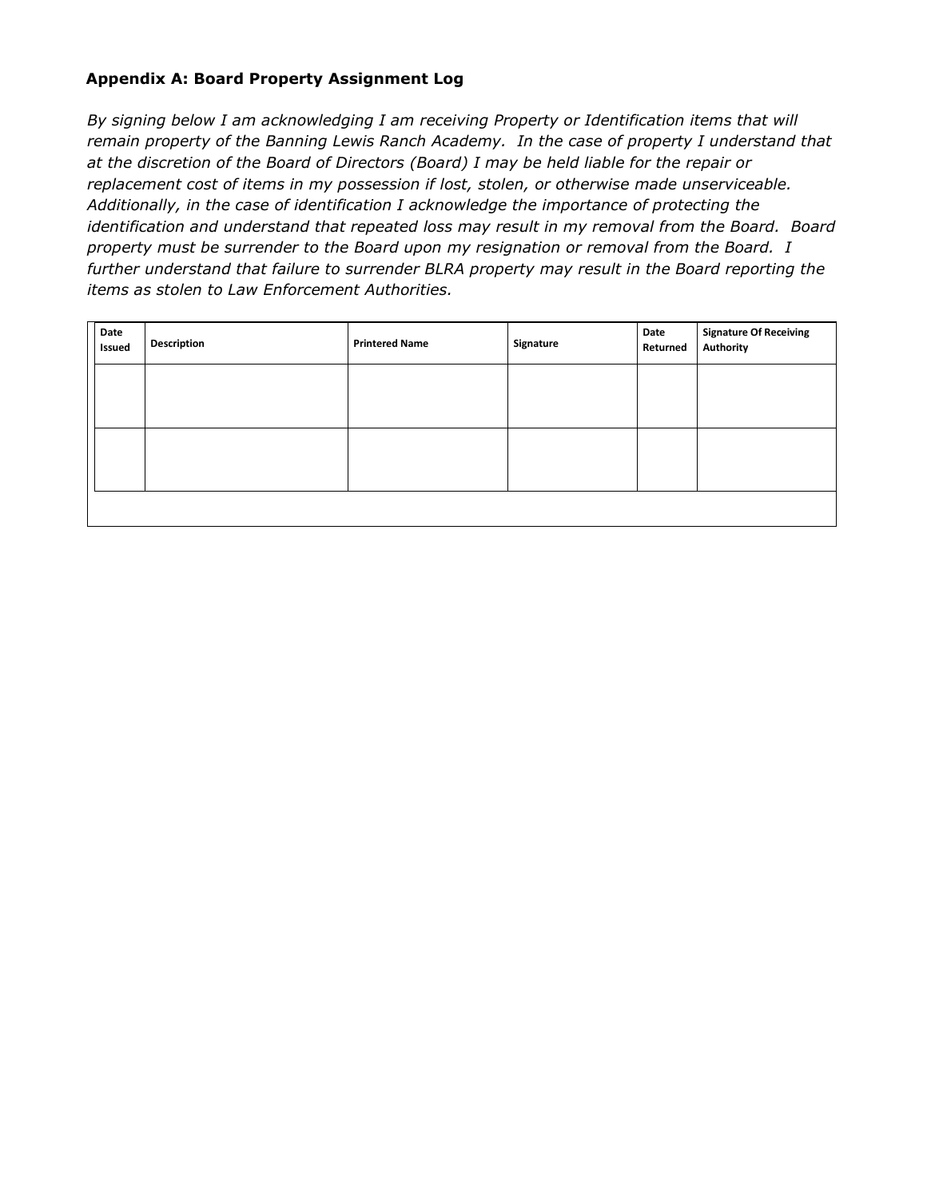### Appendix A: Board Property Assignment Log

*By signing below I am acknowledging I am receiving Property or Identification items that will remain property of the Banning Lewis Ranch Academy. In the case of property I understand that at the discretion of the Board of Directors (Board) I may be held liable for the repair or replacement cost of items in my possession if lost, stolen, or otherwise made unserviceable. Additionally, in the case of identification I acknowledge the importance of protecting the identification and understand that repeated loss may result in my removal from the Board. Board property must be surrender to the Board upon my resignation or removal from the Board. I further understand that failure to surrender BLRA property may result in the Board reporting the items as stolen to Law Enforcement Authorities.*

| Date Issued | Description | Printered Name | Signature | Date Returned | Signature Of Receiving Authority |
|---|---|---|---|---|---|
| | | | | | |
| | | | | | |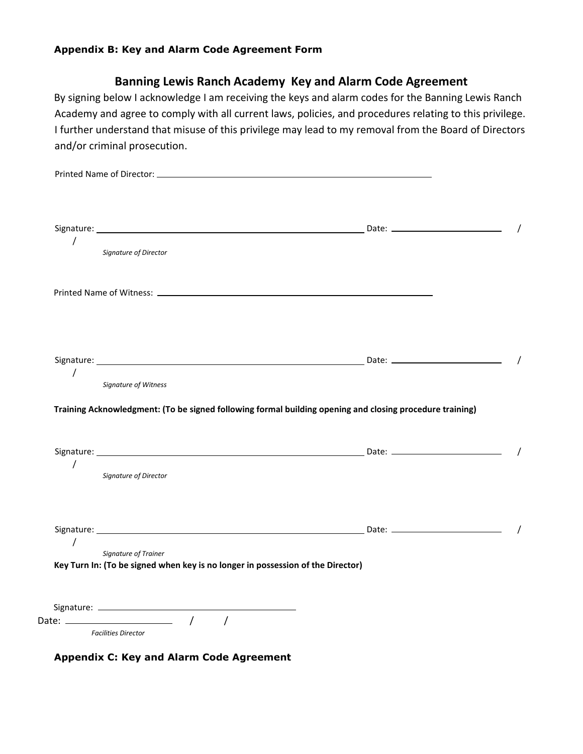**Appendix B: Key and Alarm Code Agreement Form**

## Banning Lewis Ranch Academy Key and Alarm Code Agreement

By signing below I acknowledge I am receiving the keys and alarm codes for the Banning Lewis Ranch Academy and agree to comply with all current laws, policies, and procedures relating to this privilege. I further understand that misuse of this privilege may lead to my removal from the Board of Directors and/or criminal prosecution.

Printed Name of Director: ______________________________________________

Signature: ______________________________________________ Date: ____________ / /

*Signature of Director*

Printed Name of Witness: ______________________________________________

Signature: ______________________________________________ Date: ____________ / /

*Signature of Witness*

**Training Acknowledgment: (To be signed following formal building opening and closing procedure training)**

Signature: ______________________________________________ Date: ____________ / /

*Signature of Director*

Signature: ______________________________________________ Date: ____________ / /

*Signature of Trainer*

**Key Turn In: (To be signed when key is no longer in possession of the Director)**

Signature: ______________________________

Date: ____________ / /

*Facilities Director*

**Appendix C: Key and Alarm Code Agreement**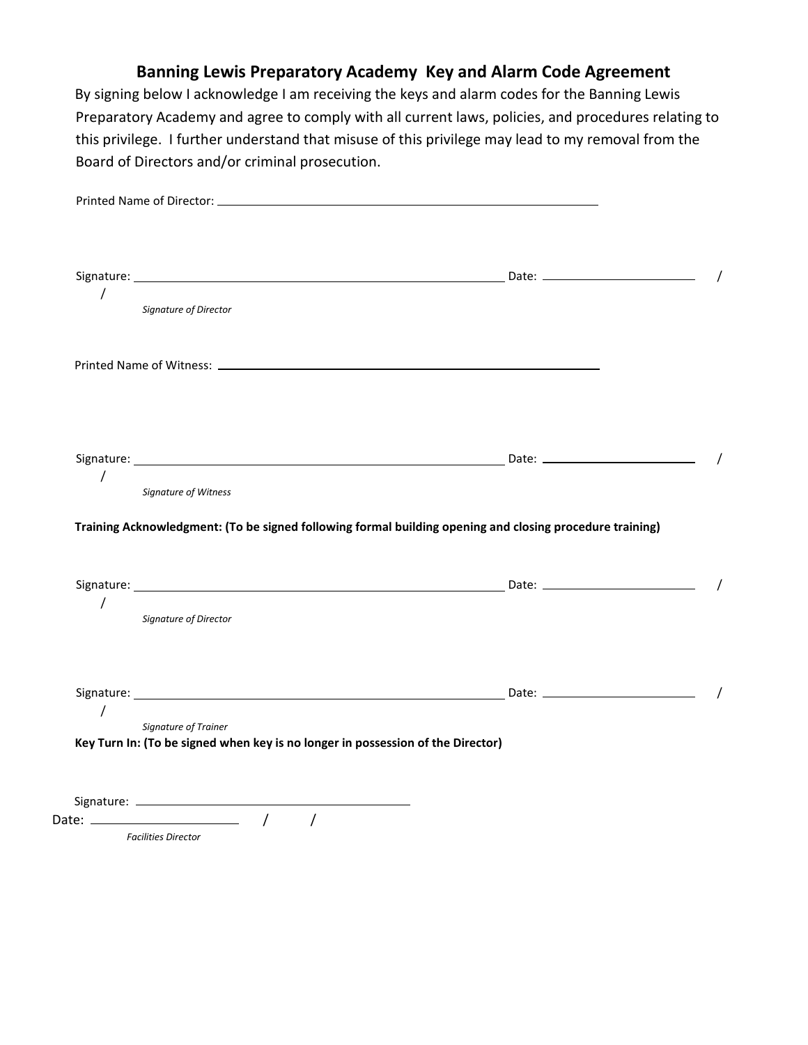## Banning Lewis Preparatory Academy Key and Alarm Code Agreement

By signing below I acknowledge I am receiving the keys and alarm codes for the Banning Lewis Preparatory Academy and agree to comply with all current laws, policies, and procedures relating to this privilege. I further understand that misuse of this privilege may lead to my removal from the Board of Directors and/or criminal prosecution.

Printed Name of Director: ______________________________________________

Signature: ______________________________________________ Date: ________________ / /

*Signature of Director*

Printed Name of Witness: ______________________________________________

Signature: ______________________________________________ Date: ________________ / /

*Signature of Witness*

**Training Acknowledgment: (To be signed following formal building opening and closing procedure training)**

Signature: ______________________________________________ Date: ________________ / /

*Signature of Director*

Signature: ______________________________________________ Date: ________________ / /

*Signature of Trainer*

**Key Turn In: (To be signed when key is no longer in possession of the Director)**

Signature: ________________________________

Date: ________________ / /

*Facilities Director*